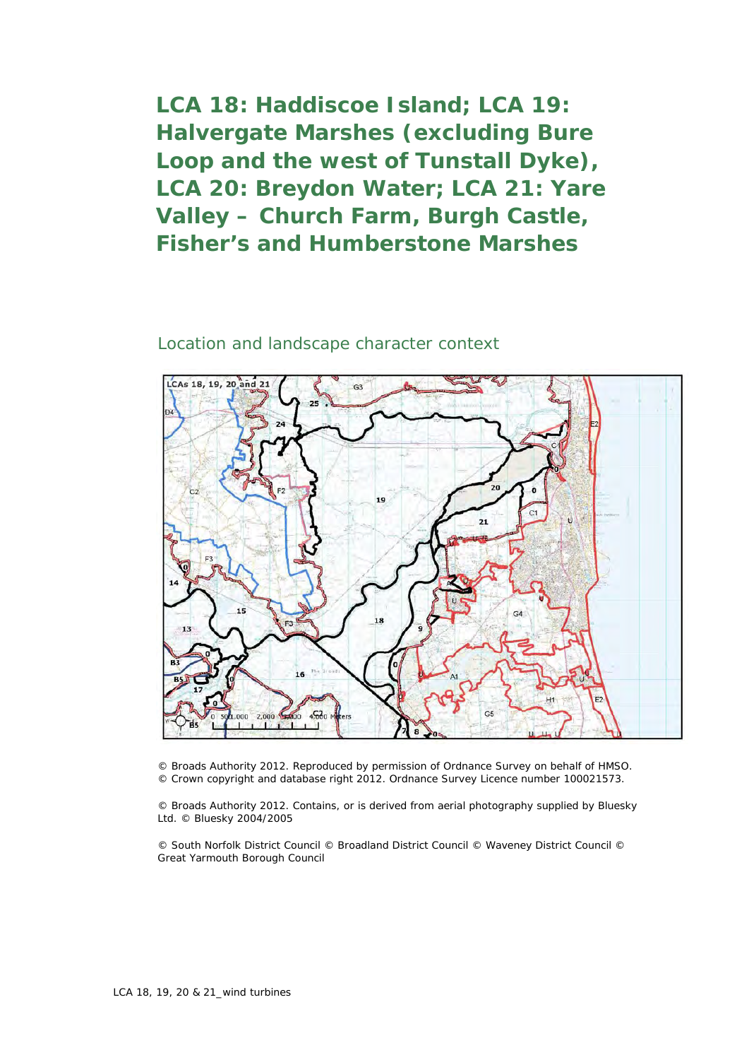# LCA 18: Haddiscoe Island; LCA 19: Halvergate Marshes (excluding Bure Loop and the west of Tunstall Dyke), LCA 20: Breydon Water; LCA 21: Yare Valley – Church Farm, Burgh Castle, Fisher's and Humberstone Marshes

## Location and landscape character context

© Broads Authority 2012. Reproduced by permission of Ordnance Survey on behalf of HMSO. © Crown copyright and database right 2012. Ordnance Survey Licence number 100021573.

© Broads Authority 2012. Contains, or is derived from aerial photography supplied by Bluesky Ltd. © Bluesky 2004/2005

© South Norfolk District Council © Broadland District Council © Waveney District Council © Great Yarmouth Borough Council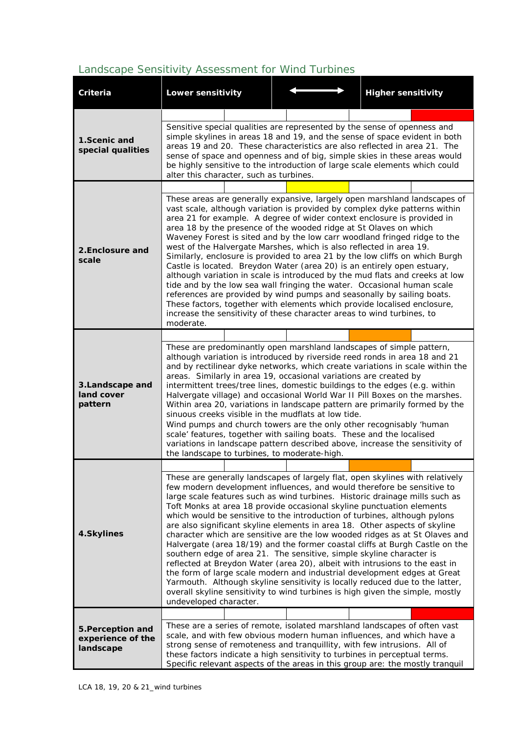## Landscape Sensitivity Assessment for Wind Turbines

| Criteria | Lower sensitivity | | ⟷ | | Higher sensitivity | Assessment |
|---|---|---|---|---|---|---|
| **1.Scenic and special qualities** | | | | | ■ (red) | Sensitive special qualities are represented by the sense of openness and simple skylines in areas 18 and 19, and the sense of space evident in both areas 19 and 20. These characteristics are also reflected in area 21. The sense of space and openness and of big, simple skies in these areas would be highly sensitive to the introduction of large scale elements which could alter this character, such as turbines. |
| **2.Enclosure and scale** | | | ■ (yellow) | | | These areas are generally expansive, largely open marshland landscapes of vast scale, although variation is provided by complex dyke patterns within area 21 for example. A degree of wider context enclosure is provided in area 18 by the presence of the wooded ridge at St Olaves on which Waveney Forest is sited and by the low carr woodland fringed ridge to the west of the Halvergate Marshes, which is also reflected in area 19. Similarly, enclosure is provided to area 21 by the low cliffs on which Burgh Castle is located. Breydon Water (area 20) is an entirely open estuary, although variation in scale is introduced by the mud flats and creeks at low tide and by the low sea wall fringing the water. Occasional human scale references are provided by wind pumps and seasonally by sailing boats. These factors, together with elements which provide localised enclosure, increase the sensitivity of these character areas to wind turbines, to moderate. |
| **3.Landscape and land cover pattern** | | | | ■ (orange) | | These are predominantly open marshland landscapes of simple pattern, although variation is introduced by riverside reed ronds in area 18 and 21 and by rectilinear dyke networks, which create variations in scale within the areas. Similarly in area 19, occasional variations are created by intermittent trees/tree lines, domestic buildings to the edges (e.g. within Halvergate village) and occasional World War II Pill Boxes on the marshes. Within area 20, variations in landscape pattern are primarily formed by the sinuous creeks visible in the mudflats at low tide. Wind pumps and church towers are the only other recognisably 'human scale' features, together with sailing boats. These and the localised variations in landscape pattern described above, increase the sensitivity of the landscape to turbines, to moderate-high. |
| **4.Skylines** | | | | ■ (orange) | | These are generally landscapes of largely flat, open skylines with relatively few modern development influences, and would therefore be sensitive to large scale features such as wind turbines. Historic drainage mills such as Toft Monks at area 18 provide occasional skyline punctuation elements which would be sensitive to the introduction of turbines, although pylons are also significant skyline elements in area 18. Other aspects of skyline character which are sensitive are the low wooded ridges as at St Olaves and Halvergate (area 18/19) and the former coastal cliffs at Burgh Castle on the southern edge of area 21. The sensitive, simple skyline character is reflected at Breydon Water (area 20), albeit with intrusions to the east in the form of large scale modern and industrial development edges at Great Yarmouth. Although skyline sensitivity is locally reduced due to the latter, overall skyline sensitivity to wind turbines is high given the simple, mostly undeveloped character. |
| **5.Perception and experience of the landscape** | | | | | ■ (red) | These are a series of remote, isolated marshland landscapes of often vast scale, and with few obvious modern human influences, and which have a strong sense of remoteness and tranquillity, with few intrusions. All of these factors indicate a high sensitivity to turbines in perceptual terms. Specific relevant aspects of the areas in this group are: the mostly tranquil |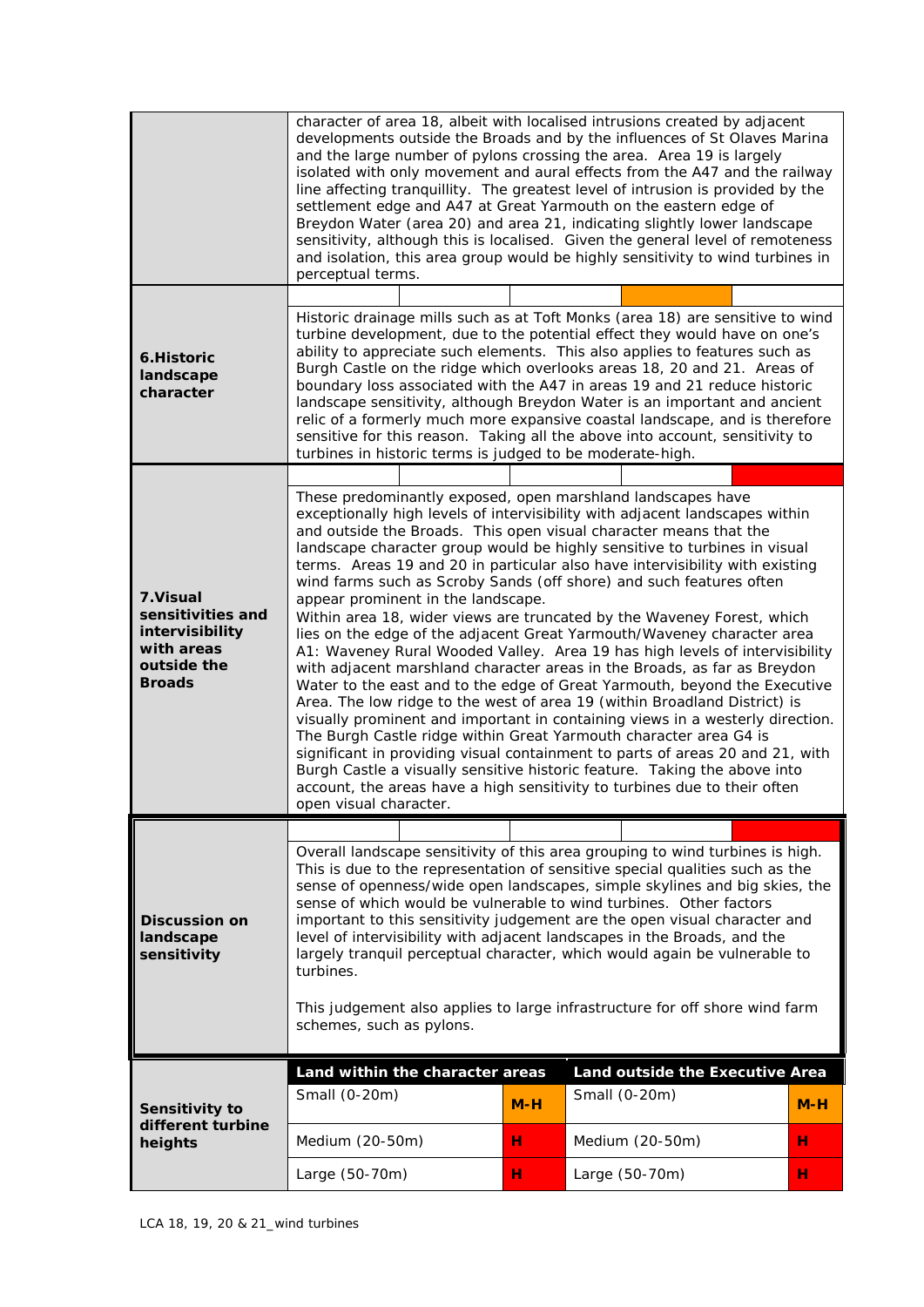| | |
|---|---|
| | character of area 18, albeit with localised intrusions created by adjacent developments outside the Broads and by the influences of St Olaves Marina and the large number of pylons crossing the area. Area 19 is largely isolated with only movement and aural effects from the A47 and the railway line affecting tranquillity. The greatest level of intrusion is provided by the settlement edge and A47 at Great Yarmouth on the eastern edge of Breydon Water (area 20) and area 21, indicating slightly lower landscape sensitivity, although this is localised. Given the general level of remoteness and isolation, this area group would be highly sensitivity to wind turbines in perceptual terms. |
| **6.Historic landscape character** | Historic drainage mills such as at Toft Monks (area 18) are sensitive to wind turbine development, due to the potential effect they would have on one's ability to appreciate such elements. This also applies to features such as Burgh Castle on the ridge which overlooks areas 18, 20 and 21. Areas of boundary loss associated with the A47 in areas 19 and 21 reduce historic landscape sensitivity, although Breydon Water is an important and ancient relic of a formerly much more expansive coastal landscape, and is therefore sensitive for this reason. Taking all the above into account, sensitivity to turbines in historic terms is judged to be moderate-high. |
| **7.Visual sensitivities and intervisibility with areas outside the Broads** | These predominantly exposed, open marshland landscapes have exceptionally high levels of intervisibility with adjacent landscapes within and outside the Broads. This open visual character means that the landscape character group would be highly sensitive to turbines in visual terms. Areas 19 and 20 in particular also have intervisibility with existing wind farms such as Scroby Sands (off shore) and such features often appear prominent in the landscape.<br>Within area 18, wider views are truncated by the Waveney Forest, which lies on the edge of the adjacent Great Yarmouth/Waveney character area A1: Waveney Rural Wooded Valley. Area 19 has high levels of intervisibility with adjacent marshland character areas in the Broads, as far as Breydon Water to the east and to the edge of Great Yarmouth, beyond the Executive Area. The low ridge to the west of area 19 (within Broadland District) is visually prominent and important in containing views in a westerly direction. The Burgh Castle ridge within Great Yarmouth character area G4 is significant in providing visual containment to parts of areas 20 and 21, with Burgh Castle a visually sensitive historic feature. Taking the above into account, the areas have a high sensitivity to turbines due to their often open visual character. |
| **Discussion on landscape sensitivity** | Overall landscape sensitivity of this area grouping to wind turbines is high. This is due to the representation of sensitive special qualities such as the sense of openness/wide open landscapes, simple skylines and big skies, the sense of which would be vulnerable to wind turbines. Other factors important to this sensitivity judgement are the open visual character and level of intervisibility with adjacent landscapes in the Broads, and the largely tranquil perceptual character, which would again be vulnerable to turbines.<br><br>This judgement also applies to large infrastructure for off shore wind farm schemes, such as pylons. |

| Sensitivity to different turbine heights | Land within the character areas | | Land outside the Executive Area | |
|---|---|---|---|---|
| | Small (0-20m) | M-H | Small (0-20m) | M-H |
| | Medium (20-50m) | H | Medium (20-50m) | H |
| | Large (50-70m) | H | Large (50-70m) | H |

LCA 18, 19, 20 & 21_wind turbines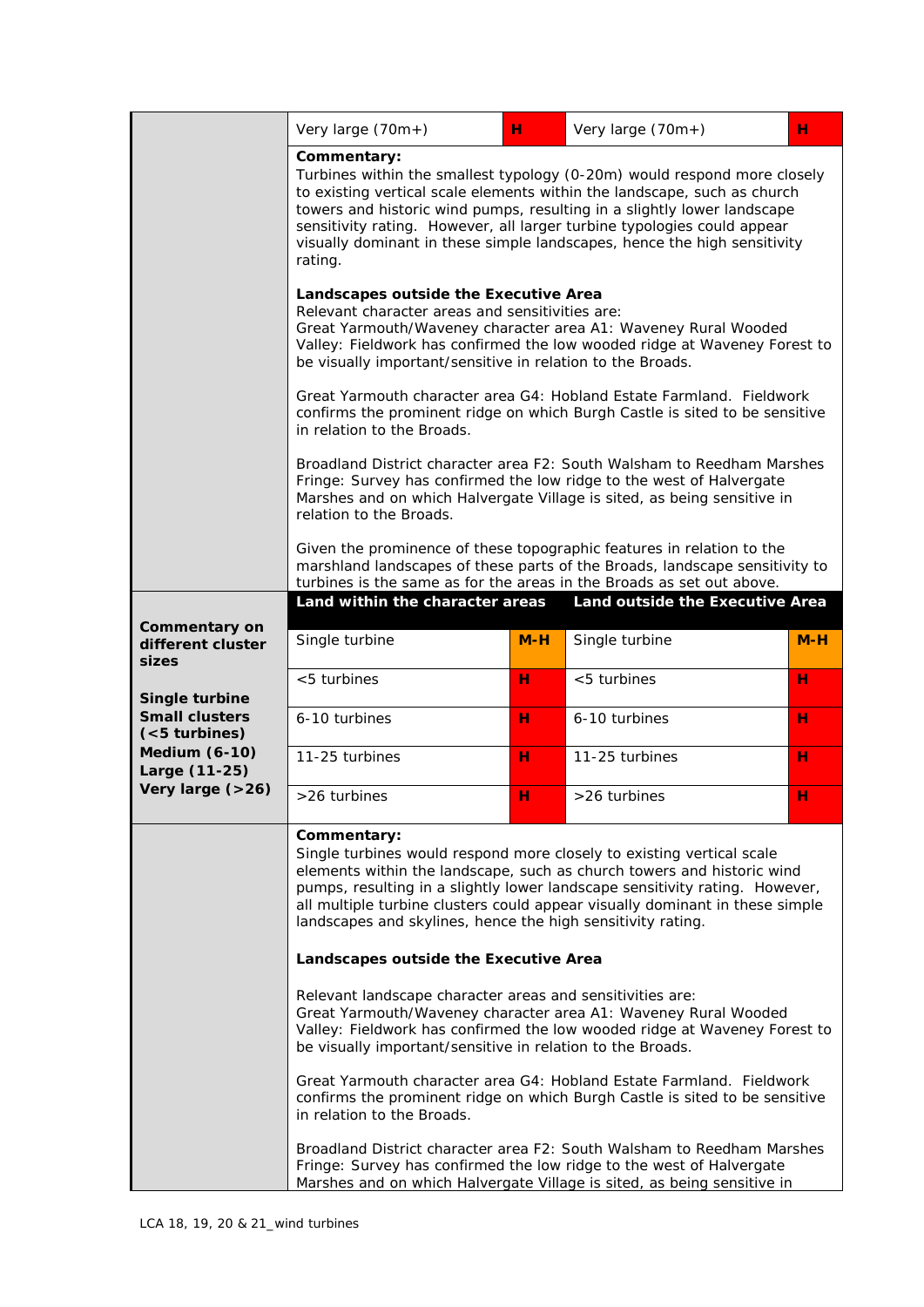| | | | | |
|---|---|---|---|---|
| | Very large (70m+) | H | Very large (70m+) | H |

**Commentary:**
Turbines within the smallest typology (0-20m) would respond more closely to existing vertical scale elements within the landscape, such as church towers and historic wind pumps, resulting in a slightly lower landscape sensitivity rating. However, all larger turbine typologies could appear visually dominant in these simple landscapes, hence the high sensitivity rating.

**Landscapes outside the Executive Area**
Relevant character areas and sensitivities are:
Great Yarmouth/Waveney character area A1: Waveney Rural Wooded Valley: Fieldwork has confirmed the low wooded ridge at Waveney Forest to be visually important/sensitive in relation to the Broads.

Great Yarmouth character area G4: Hobland Estate Farmland. Fieldwork confirms the prominent ridge on which Burgh Castle is sited to be sensitive in relation to the Broads.

Broadland District character area F2: South Walsham to Reedham Marshes Fringe: Survey has confirmed the low ridge to the west of Halvergate Marshes and on which Halvergate Village is sited, as being sensitive in relation to the Broads.

Given the prominence of these topographic features in relation to the marshland landscapes of these parts of the Broads, landscape sensitivity to turbines is the same as for the areas in the Broads as set out above.

| **Commentary on different cluster sizes**<br><br>**Single turbine**<br>**Small clusters (<5 turbines)**<br>**Medium (6-10)**<br>**Large (11-25)**<br>**Very large (>26)** | **Land within the character areas** | | **Land outside the Executive Area** | |
|---|---|---|---|---|
| | Single turbine | M-H | Single turbine | M-H |
| | <5 turbines | H | <5 turbines | H |
| | 6-10 turbines | H | 6-10 turbines | H |
| | 11-25 turbines | H | 11-25 turbines | H |
| | >26 turbines | H | >26 turbines | H |

**Commentary:**
Single turbines would respond more closely to existing vertical scale elements within the landscape, such as church towers and historic wind pumps, resulting in a slightly lower landscape sensitivity rating. However, all multiple turbine clusters could appear visually dominant in these simple landscapes and skylines, hence the high sensitivity rating.

**Landscapes outside the Executive Area**

Relevant landscape character areas and sensitivities are:
Great Yarmouth/Waveney character area A1: Waveney Rural Wooded Valley: Fieldwork has confirmed the low wooded ridge at Waveney Forest to be visually important/sensitive in relation to the Broads.

Great Yarmouth character area G4: Hobland Estate Farmland. Fieldwork confirms the prominent ridge on which Burgh Castle is sited to be sensitive in relation to the Broads.

Broadland District character area F2: South Walsham to Reedham Marshes Fringe: Survey has confirmed the low ridge to the west of Halvergate Marshes and on which Halvergate Village is sited, as being sensitive in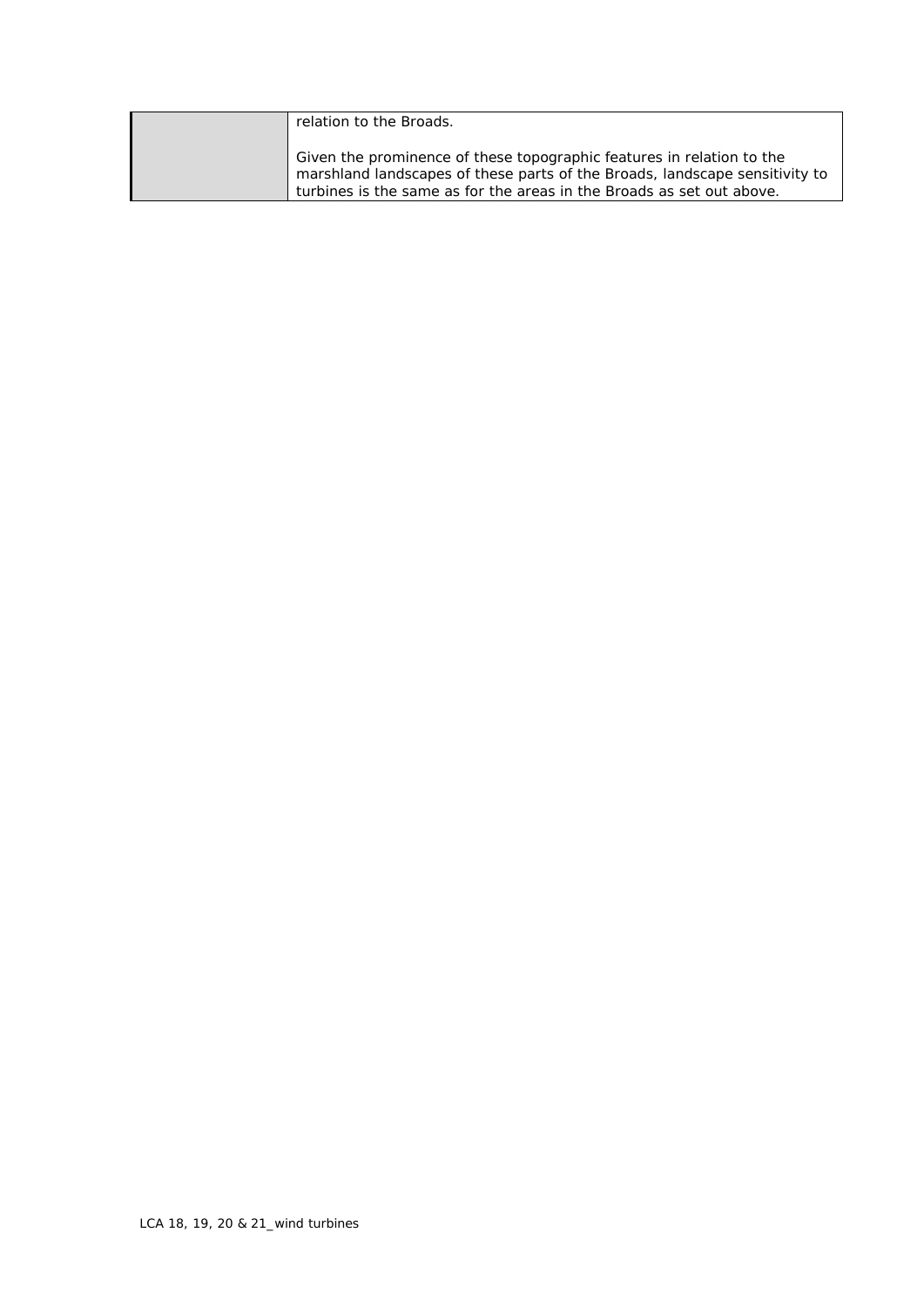| | |
|---|---|
| | relation to the Broads.<br><br>Given the prominence of these topographic features in relation to the marshland landscapes of these parts of the Broads, landscape sensitivity to turbines is the same as for the areas in the Broads as set out above. |